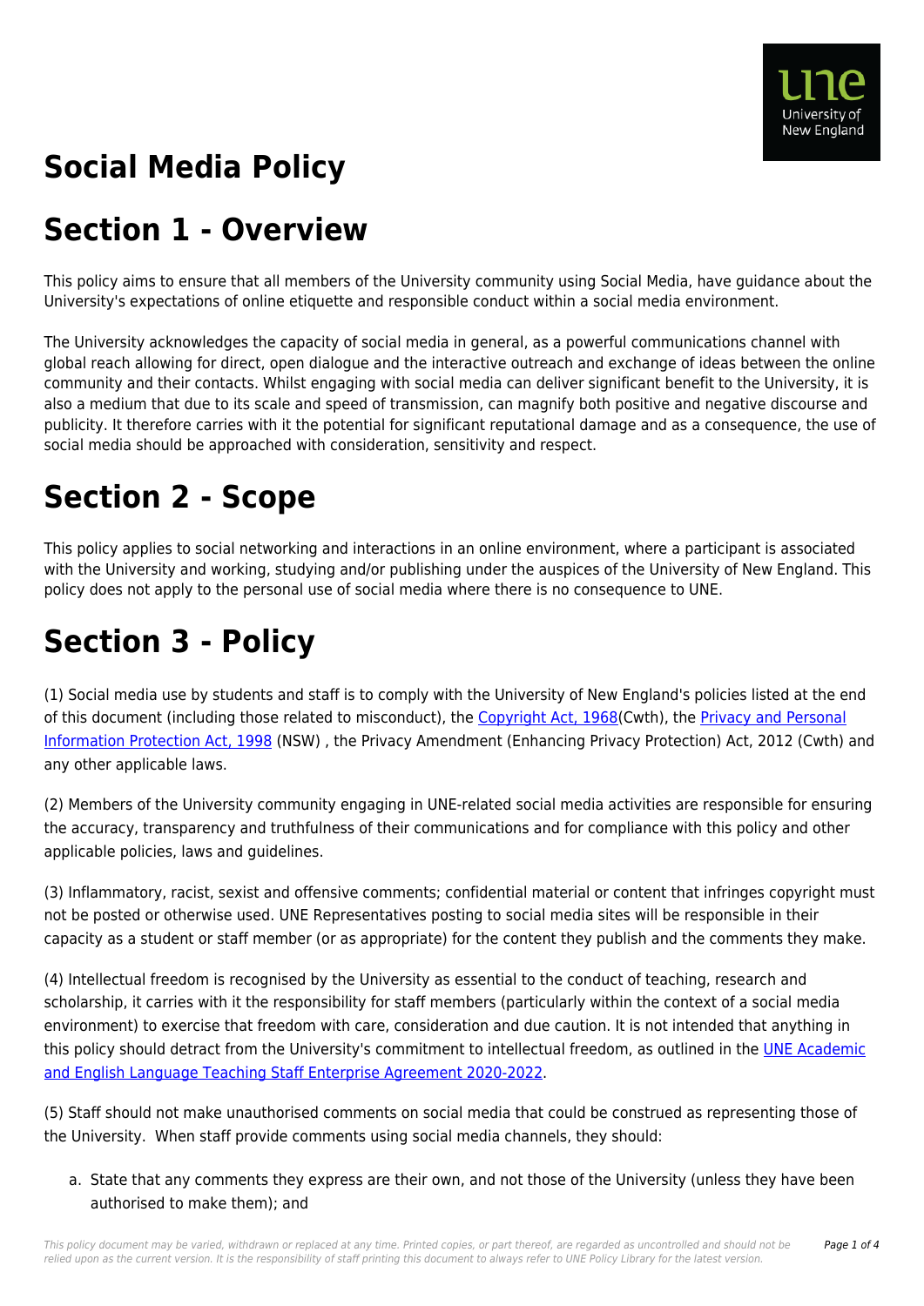# Social Media Policy

## Section 1 - Overview

This policy aims to ensure that all members of the University community using Social Media, have guidance about the University's expectations of online etiquette and responsible conduct within a social media environment.

The University acknowledges the capacity of social media in general, as a powerful communications channel with global reach allowing for direct, open dialogue and the interactive outreach and exchange of ideas between the online community and their contacts. Whilst engaging with social media can deliver significant benefit to the University, it is also a medium that due to its scale and speed of transmission, can magnify both positive and negative discourse and publicity. It therefore carries with it the potential for significant reputational damage and as a consequence, the use of social media should be approached with consideration, sensitivity and respect.

## Section 2 - Scope

This policy applies to social networking and interactions in an online environment, where a participant is associated with the University and working, studying and/or publishing under the auspices of the University of New England. This policy does not apply to the personal use of social media where there is no consequence to UNE.

## Section 3 - Policy

(1) Social media use by students and staff is to comply with the University of New England's policies listed at the end of this document (including those related to misconduct), the Copyright Act, 1968(Cwth), the Privacy and Personal Information Protection Act, 1998 (NSW) , the Privacy Amendment (Enhancing Privacy Protection) Act, 2012 (Cwth) and any other applicable laws.

(2) Members of the University community engaging in UNE-related social media activities are responsible for ensuring the accuracy, transparency and truthfulness of their communications and for compliance with this policy and other applicable policies, laws and guidelines.

(3) Inflammatory, racist, sexist and offensive comments; confidential material or content that infringes copyright must not be posted or otherwise used. UNE Representatives posting to social media sites will be responsible in their capacity as a student or staff member (or as appropriate) for the content they publish and the comments they make.

(4) Intellectual freedom is recognised by the University as essential to the conduct of teaching, research and scholarship, it carries with it the responsibility for staff members (particularly within the context of a social media environment) to exercise that freedom with care, consideration and due caution. It is not intended that anything in this policy should detract from the University's commitment to intellectual freedom, as outlined in the UNE Academic and English Language Teaching Staff Enterprise Agreement 2020-2022.

(5) Staff should not make unauthorised comments on social media that could be construed as representing those of the University. When staff provide comments using social media channels, they should:

a. State that any comments they express are their own, and not those of the University (unless they have been authorised to make them); and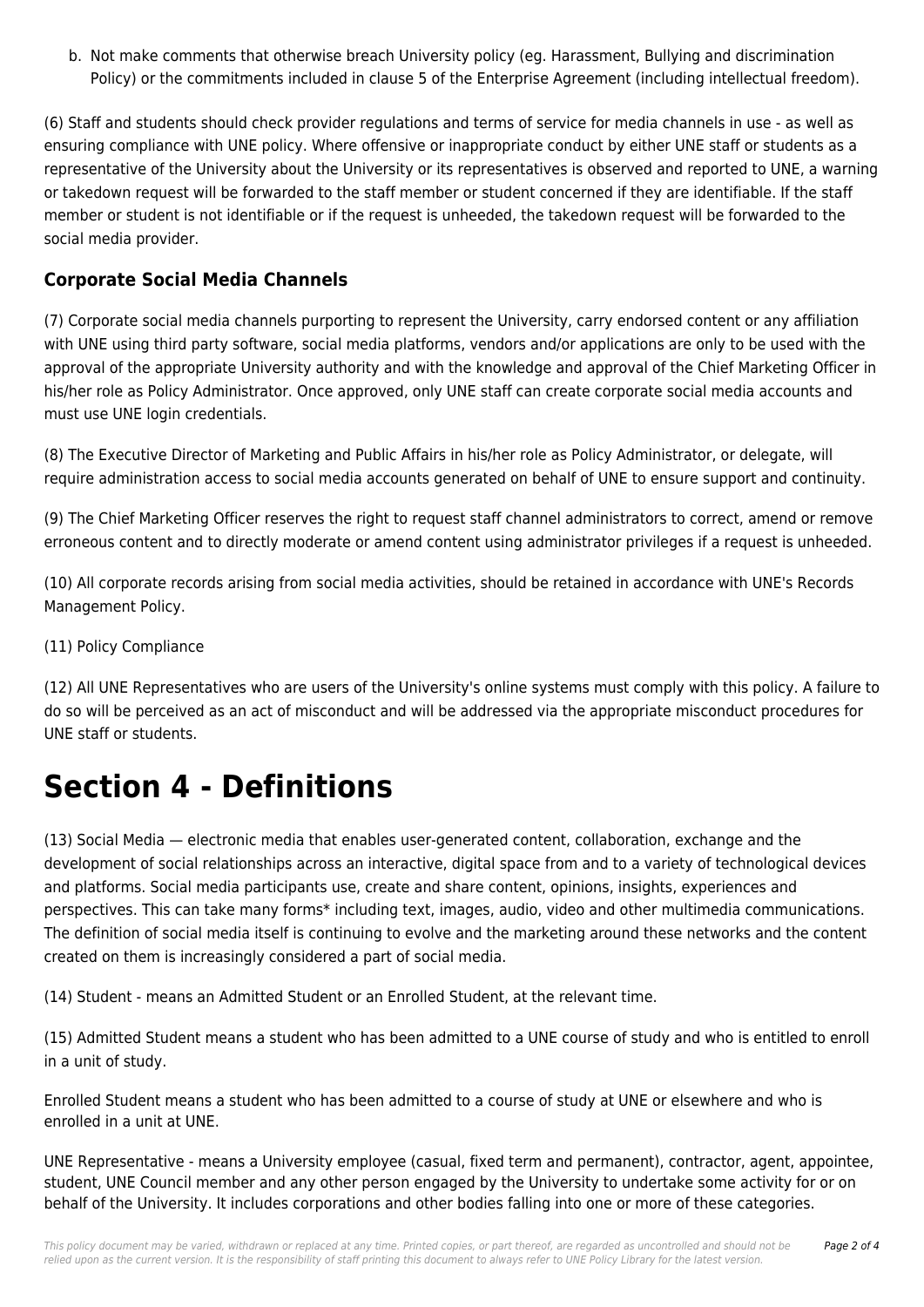b. Not make comments that otherwise breach University policy (eg. Harassment, Bullying and discrimination Policy) or the commitments included in clause 5 of the Enterprise Agreement (including intellectual freedom).

(6) Staff and students should check provider regulations and terms of service for media channels in use - as well as ensuring compliance with UNE policy. Where offensive or inappropriate conduct by either UNE staff or students as a representative of the University about the University or its representatives is observed and reported to UNE, a warning or takedown request will be forwarded to the staff member or student concerned if they are identifiable. If the staff member or student is not identifiable or if the request is unheeded, the takedown request will be forwarded to the social media provider.

### Corporate Social Media Channels

(7) Corporate social media channels purporting to represent the University, carry endorsed content or any affiliation with UNE using third party software, social media platforms, vendors and/or applications are only to be used with the approval of the appropriate University authority and with the knowledge and approval of the Chief Marketing Officer in his/her role as Policy Administrator. Once approved, only UNE staff can create corporate social media accounts and must use UNE login credentials.

(8) The Executive Director of Marketing and Public Affairs in his/her role as Policy Administrator, or delegate, will require administration access to social media accounts generated on behalf of UNE to ensure support and continuity.

(9) The Chief Marketing Officer reserves the right to request staff channel administrators to correct, amend or remove erroneous content and to directly moderate or amend content using administrator privileges if a request is unheeded.

(10) All corporate records arising from social media activities, should be retained in accordance with UNE's Records Management Policy.

(11) Policy Compliance

(12) All UNE Representatives who are users of the University's online systems must comply with this policy. A failure to do so will be perceived as an act of misconduct and will be addressed via the appropriate misconduct procedures for UNE staff or students.

# Section 4 - Definitions

(13) Social Media — electronic media that enables user-generated content, collaboration, exchange and the development of social relationships across an interactive, digital space from and to a variety of technological devices and platforms. Social media participants use, create and share content, opinions, insights, experiences and perspectives. This can take many forms* including text, images, audio, video and other multimedia communications. The definition of social media itself is continuing to evolve and the marketing around these networks and the content created on them is increasingly considered a part of social media.

(14) Student - means an Admitted Student or an Enrolled Student, at the relevant time.

(15) Admitted Student means a student who has been admitted to a UNE course of study and who is entitled to enroll in a unit of study.

Enrolled Student means a student who has been admitted to a course of study at UNE or elsewhere and who is enrolled in a unit at UNE.

UNE Representative - means a University employee (casual, fixed term and permanent), contractor, agent, appointee, student, UNE Council member and any other person engaged by the University to undertake some activity for or on behalf of the University. It includes corporations and other bodies falling into one or more of these categories.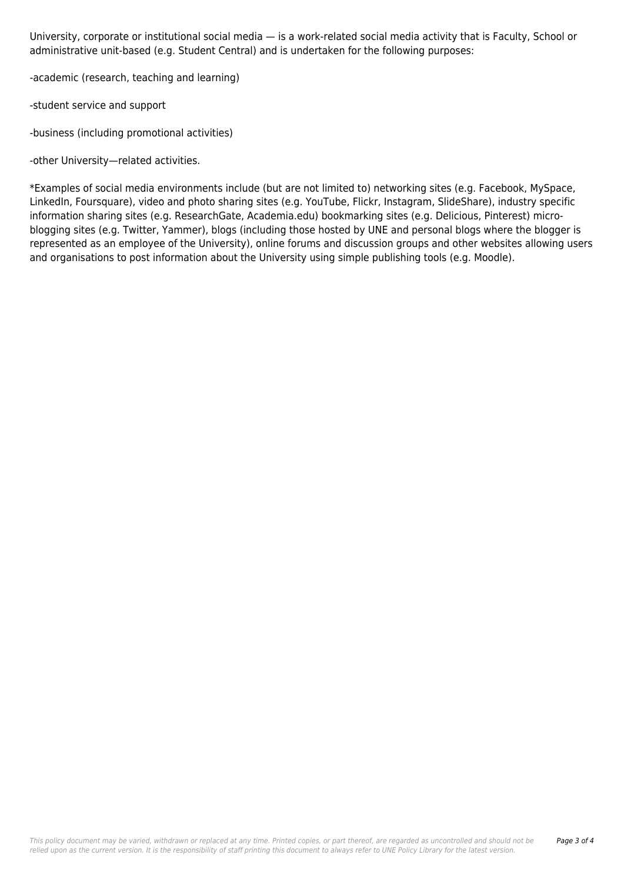University, corporate or institutional social media — is a work-related social media activity that is Faculty, School or administrative unit-based (e.g. Student Central) and is undertaken for the following purposes:

-academic (research, teaching and learning)

-student service and support

-business (including promotional activities)

-other University—related activities.

*Examples of social media environments include (but are not limited to) networking sites (e.g. Facebook, MySpace, LinkedIn, Foursquare), video and photo sharing sites (e.g. YouTube, Flickr, Instagram, SlideShare), industry specific information sharing sites (e.g. ResearchGate, Academia.edu) bookmarking sites (e.g. Delicious, Pinterest) micro-blogging sites (e.g. Twitter, Yammer), blogs (including those hosted by UNE and personal blogs where the blogger is represented as an employee of the University), online forums and discussion groups and other websites allowing users and organisations to post information about the University using simple publishing tools (e.g. Moodle).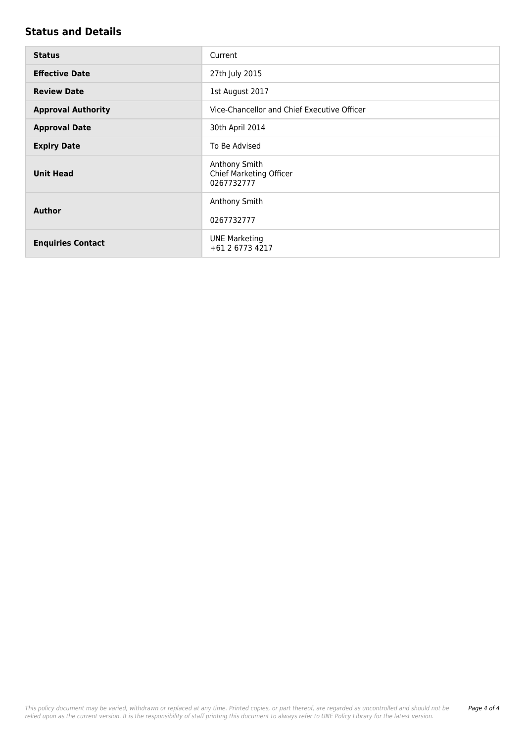## Status and Details

| | |
|---|---|
| **Status** | Current |
| **Effective Date** | 27th July 2015 |
| **Review Date** | 1st August 2017 |
| **Approval Authority** | Vice-Chancellor and Chief Executive Officer |
| **Approval Date** | 30th April 2014 |
| **Expiry Date** | To Be Advised |
| **Unit Head** | Anthony Smith<br>Chief Marketing Officer<br>0267732777 |
| **Author** | Anthony Smith<br><br>0267732777 |
| **Enquiries Contact** | UNE Marketing<br>+61 2 6773 4217 |

*This policy document may be varied, withdrawn or replaced at any time. Printed copies, or part thereof, are regarded as uncontrolled and should not be relied upon as the current version. It is the responsibility of staff printing this document to always refer to UNE Policy Library for the latest version.*